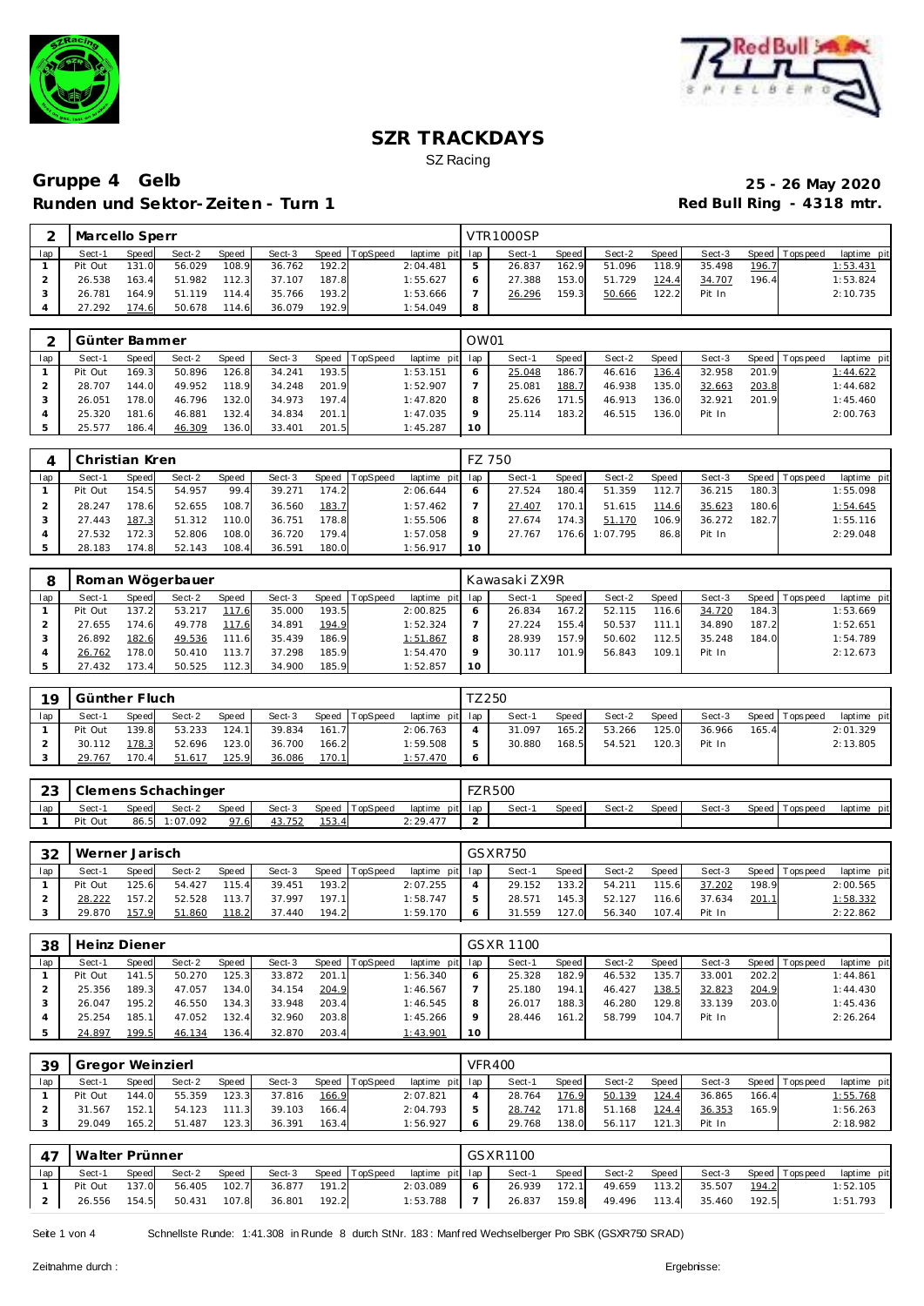# SZR TRACKDAYS

SZ Racing

## Gruppe 4 Gelb

**25 - 26 May 2020**

### Runden und Sektor-Zeiten - Turn 1

**Red Bull Ring - 4318 mtr.**

| 2 | Marcello Sperr | | | | | | | | | VTR1000SP | | | | | | | | |
|---|---|---|---|---|---|---|---|---|---|---|---|---|---|---|---|---|---|---|
| lap | Sect-1 | Speed | Sect-2 | Speed | Sect-3 | Speed | TopSpeed | laptime pit | lap | Sect-1 | Speed | Sect-2 | Speed | Sect-3 | Speed | Topspeed | laptime pit |
| 1 | Pit Out | 131.0 | 56.029 | 108.9 | 36.762 | 192.2 | | 2:04.481 | 5 | 26.837 | 162.9 | 51.096 | 118.9 | 35.498 | 196.7 | | 1:53.431 |
| 2 | 26.538 | 163.4 | 51.982 | 112.3 | 37.107 | 187.8 | | 1:55.627 | 6 | 27.388 | 153.0 | 51.729 | 124.4 | 34.707 | 196.4 | | 1:53.824 |
| 3 | 26.781 | 164.9 | 51.119 | 114.4 | 35.766 | 193.2 | | 1:53.666 | 7 | 26.296 | 159.3 | 50.666 | 122.2 | Pit In | | | 2:10.735 |
| 4 | 27.292 | 174.6 | 50.678 | 114.6 | 36.079 | 192.9 | | 1:54.049 | 8 | | | | | | | | |

| 2 | Günter Bammer | | | | | | | | | OW01 | | | | | | | | |
|---|---|---|---|---|---|---|---|---|---|---|---|---|---|---|---|---|---|---|
| lap | Sect-1 | Speed | Sect-2 | Speed | Sect-3 | Speed | TopSpeed | laptime pit | lap | Sect-1 | Speed | Sect-2 | Speed | Sect-3 | Speed | Topspeed | laptime pit |
| 1 | Pit Out | 169.3 | 50.896 | 126.8 | 34.241 | 193.5 | | 1:53.151 | 6 | 25.048 | 186.7 | 46.616 | 136.4 | 32.958 | 201.9 | | 1:44.622 |
| 2 | 28.707 | 144.0 | 49.952 | 118.9 | 34.248 | 201.9 | | 1:52.907 | 7 | 25.081 | 188.7 | 46.938 | 135.0 | 32.663 | 203.8 | | 1:44.682 |
| 3 | 26.051 | 178.0 | 46.796 | 132.0 | 34.973 | 197.4 | | 1:47.820 | 8 | 25.626 | 171.5 | 46.913 | 136.0 | 32.921 | 201.9 | | 1:45.460 |
| 4 | 25.320 | 181.6 | 46.881 | 132.4 | 34.834 | 201.1 | | 1:47.035 | 9 | 25.114 | 183.2 | 46.515 | 136.0 | Pit In | | | 2:00.763 |
| 5 | 25.577 | 186.4 | 46.309 | 136.0 | 33.401 | 201.5 | | 1:45.287 | 10 | | | | | | | | |

| 4 | Christian Kren | | | | | | | | | FZ 750 | | | | | | | | |
|---|---|---|---|---|---|---|---|---|---|---|---|---|---|---|---|---|---|---|
| lap | Sect-1 | Speed | Sect-2 | Speed | Sect-3 | Speed | TopSpeed | laptime pit | lap | Sect-1 | Speed | Sect-2 | Speed | Sect-3 | Speed | Topspeed | laptime pit |
| 1 | Pit Out | 154.5 | 54.957 | 99.4 | 39.271 | 174.2 | | 2:06.644 | 6 | 27.524 | 180.4 | 51.359 | 112.7 | 36.215 | 180.3 | | 1:55.098 |
| 2 | 28.247 | 178.6 | 52.655 | 108.7 | 36.560 | 183.7 | | 1:57.462 | 7 | 27.407 | 170.1 | 51.615 | 114.6 | 35.623 | 180.6 | | 1:54.645 |
| 3 | 27.443 | 187.3 | 51.312 | 110.0 | 36.751 | 178.8 | | 1:55.506 | 8 | 27.674 | 174.3 | 51.170 | 106.9 | 36.272 | 182.7 | | 1:55.116 |
| 4 | 27.532 | 172.3 | 52.806 | 108.0 | 36.720 | 179.4 | | 1:57.058 | 9 | 27.767 | 176.6 | 1:07.795 | 86.8 | Pit In | | | 2:29.048 |
| 5 | 28.183 | 174.8 | 52.143 | 108.4 | 36.591 | 180.0 | | 1:56.917 | 10 | | | | | | | | |

| 8 | Roman Wögerbauer | | | | | | | | | Kawasaki ZX9R | | | | | | | | |
|---|---|---|---|---|---|---|---|---|---|---|---|---|---|---|---|---|---|---|
| lap | Sect-1 | Speed | Sect-2 | Speed | Sect-3 | Speed | TopSpeed | laptime pit | lap | Sect-1 | Speed | Sect-2 | Speed | Sect-3 | Speed | Topspeed | laptime pit |
| 1 | Pit Out | 137.2 | 53.217 | 117.6 | 35.000 | 193.5 | | 2:00.825 | 6 | 26.834 | 167.2 | 52.115 | 116.6 | 34.720 | 184.3 | | 1:53.669 |
| 2 | 27.655 | 174.6 | 49.778 | 117.6 | 34.891 | 194.9 | | 1:52.324 | 7 | 27.224 | 155.4 | 50.537 | 111.1 | 34.890 | 187.2 | | 1:52.651 |
| 3 | 26.892 | 182.6 | 49.536 | 111.6 | 35.439 | 186.9 | | 1:51.867 | 8 | 28.939 | 157.9 | 50.602 | 112.5 | 35.248 | 184.0 | | 1:54.789 |
| 4 | 26.762 | 178.0 | 50.410 | 113.7 | 37.298 | 185.9 | | 1:54.470 | 9 | 30.117 | 101.9 | 56.843 | 109.1 | Pit In | | | 2:12.673 |
| 5 | 27.432 | 173.4 | 50.525 | 112.3 | 34.900 | 185.9 | | 1:52.857 | 10 | | | | | | | | |

| 19 | Günther Fluch | | | | | | | | | TZ250 | | | | | | | | |
|---|---|---|---|---|---|---|---|---|---|---|---|---|---|---|---|---|---|---|
| lap | Sect-1 | Speed | Sect-2 | Speed | Sect-3 | Speed | TopSpeed | laptime pit | lap | Sect-1 | Speed | Sect-2 | Speed | Sect-3 | Speed | Topspeed | laptime pit |
| 1 | Pit Out | 139.8 | 53.233 | 124.1 | 39.834 | 161.7 | | 2:06.763 | 4 | 31.097 | 165.2 | 53.266 | 125.0 | 36.966 | 165.4 | | 2:01.329 |
| 2 | 30.112 | 178.3 | 52.696 | 123.0 | 36.700 | 166.2 | | 1:59.508 | 5 | 30.880 | 168.5 | 54.521 | 120.3 | Pit In | | | 2:13.805 |
| 3 | 29.767 | 170.4 | 51.617 | 125.9 | 36.086 | 170.1 | | 1:57.470 | 6 | | | | | | | | |

| 23 | Clemens Schachinger | | | | | | | | | FZR500 | | | | | | | | |
|---|---|---|---|---|---|---|---|---|---|---|---|---|---|---|---|---|---|---|
| lap | Sect-1 | Speed | Sect-2 | Speed | Sect-3 | Speed | TopSpeed | laptime pit | lap | Sect-1 | Speed | Sect-2 | Speed | Sect-3 | Speed | Topspeed | laptime pit |
| 1 | Pit Out | 86.5 | 1:07.092 | 97.6 | 43.752 | 153.4 | | 2:29.477 | 2 | | | | | | | | |

| 32 | Werner Jarisch | | | | | | | | | GSXR750 | | | | | | | | |
|---|---|---|---|---|---|---|---|---|---|---|---|---|---|---|---|---|---|---|
| lap | Sect-1 | Speed | Sect-2 | Speed | Sect-3 | Speed | TopSpeed | laptime pit | lap | Sect-1 | Speed | Sect-2 | Speed | Sect-3 | Speed | Topspeed | laptime pit |
| 1 | Pit Out | 125.6 | 54.427 | 115.4 | 39.451 | 193.2 | | 2:07.255 | 4 | 29.152 | 133.2 | 54.211 | 115.6 | 37.202 | 198.9 | | 2:00.565 |
| 2 | 28.222 | 157.2 | 52.528 | 113.7 | 37.997 | 197.1 | | 1:58.747 | 5 | 28.571 | 145.3 | 52.127 | 116.6 | 37.634 | 201.1 | | 1:58.332 |
| 3 | 29.870 | 157.9 | 51.860 | 118.2 | 37.440 | 194.2 | | 1:59.170 | 6 | 31.559 | 127.0 | 56.340 | 107.4 | Pit In | | | 2:22.862 |

| 38 | Heinz Diener | | | | | | | | | GSXR 1100 | | | | | | | | |
|---|---|---|---|---|---|---|---|---|---|---|---|---|---|---|---|---|---|---|
| lap | Sect-1 | Speed | Sect-2 | Speed | Sect-3 | Speed | TopSpeed | laptime pit | lap | Sect-1 | Speed | Sect-2 | Speed | Sect-3 | Speed | Topspeed | laptime pit |
| 1 | Pit Out | 141.5 | 50.270 | 125.3 | 33.872 | 201.1 | | 1:56.340 | 6 | 25.328 | 182.9 | 46.532 | 135.7 | 33.001 | 202.2 | | 1:44.861 |
| 2 | 25.356 | 189.3 | 47.057 | 134.0 | 34.154 | 204.9 | | 1:46.567 | 7 | 25.180 | 194.1 | 46.427 | 138.5 | 32.823 | 204.9 | | 1:44.430 |
| 3 | 26.047 | 195.2 | 46.550 | 134.3 | 33.948 | 203.4 | | 1:46.545 | 8 | 26.017 | 188.3 | 46.280 | 129.8 | 33.139 | 203.0 | | 1:45.436 |
| 4 | 25.254 | 185.1 | 47.052 | 132.4 | 32.960 | 203.8 | | 1:45.266 | 9 | 28.446 | 161.2 | 58.799 | 104.7 | Pit In | | | 2:26.264 |
| 5 | 24.897 | 199.5 | 46.134 | 136.4 | 32.870 | 203.4 | | 1:43.901 | 10 | | | | | | | | |

| 39 | Gregor Weinzierl | | | | | | | | | VFR400 | | | | | | | | |
|---|---|---|---|---|---|---|---|---|---|---|---|---|---|---|---|---|---|---|
| lap | Sect-1 | Speed | Sect-2 | Speed | Sect-3 | Speed | TopSpeed | laptime pit | lap | Sect-1 | Speed | Sect-2 | Speed | Sect-3 | Speed | Topspeed | laptime pit |
| 1 | Pit Out | 144.0 | 55.359 | 123.3 | 37.816 | 166.9 | | 2:07.821 | 4 | 28.764 | 176.9 | 50.139 | 124.4 | 36.865 | 166.4 | | 1:55.768 |
| 2 | 31.567 | 152.1 | 54.123 | 111.3 | 39.103 | 166.4 | | 2:04.793 | 5 | 28.742 | 171.8 | 51.168 | 124.4 | 36.353 | 165.9 | | 1:56.263 |
| 3 | 29.049 | 165.2 | 51.487 | 123.3 | 36.391 | 163.4 | | 1:56.927 | 6 | 29.768 | 138.0 | 56.117 | 121.3 | Pit In | | | 2:18.982 |

| 47 | Walter Prünner | | | | | | | | | GSXR1100 | | | | | | | | |
|---|---|---|---|---|---|---|---|---|---|---|---|---|---|---|---|---|---|---|
| lap | Sect-1 | Speed | Sect-2 | Speed | Sect-3 | Speed | TopSpeed | laptime pit | lap | Sect-1 | Speed | Sect-2 | Speed | Sect-3 | Speed | Topspeed | laptime pit |
| 1 | Pit Out | 137.0 | 56.405 | 102.7 | 36.877 | 191.2 | | 2:03.089 | 6 | 26.939 | 172.1 | 49.659 | 113.2 | 35.507 | 194.2 | | 1:52.105 |
| 2 | 26.556 | 154.5 | 50.431 | 107.8 | 36.801 | 192.2 | | 1:53.788 | 7 | 26.837 | 159.8 | 49.496 | 113.4 | 35.460 | 192.5 | | 1:51.793 |

Schnellste Runde: 1:41.308 in Runde 8 durch StNr. 183: Manfred Wechselberger Pro SBK (GSXR750 SRAD)

Zeitnahme durch :

Ergebnisse: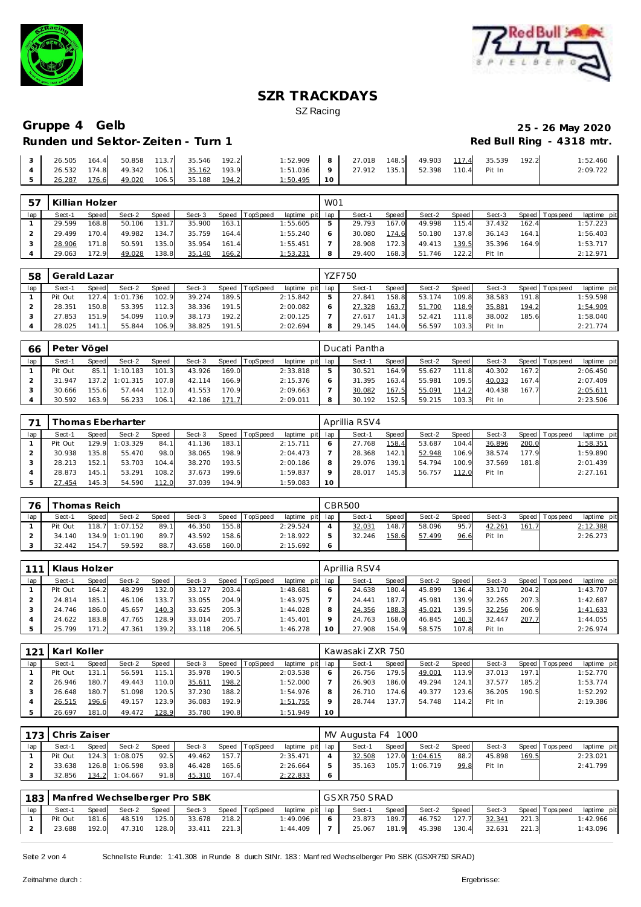# SZR TRACKDAYS

SZ Racing

## Gruppe 4 Gelb

**25 - 26 May 2020**

### Runden und Sektor-Zeiten - Turn 1

**Red Bull Ring - 4318 mtr.**

| | | | | | | | | | | | | | | | | | |
|---|---|---|---|---|---|---|---|---|---|---|---|---|---|---|---|---|---|
| 3 | 26.505 | 164.4 | 50.858 | 113.7 | 35.546 | 192.2 | | 1:52.909 | 8 | 27.018 | 148.5 | 49.903 | 117.4 | 35.539 | 192.2 | | 1:52.460 |
| 4 | 26.532 | 174.8 | 49.342 | 106.1 | 35.162 | 193.9 | | 1:51.036 | 9 | 27.912 | 135.1 | 52.398 | 110.4 | Pit In | | | 2:09.722 |
| 5 | 26.287 | 176.6 | 49.020 | 106.5 | 35.188 | 194.2 | | 1:50.495 | 10 | | | | | | | | |

| 57 | Killian Holzer | | | | | | | | W01 | | | | | | | | |
|---|---|---|---|---|---|---|---|---|---|---|---|---|---|---|---|---|---|
| lap | Sect-1 | Speed | Sect-2 | Speed | Sect-3 | Speed | TopSpeed | laptime pit | lap | Sect-1 | Speed | Sect-2 | Speed | Sect-3 | Speed | Topspeed | laptime pit |
| 1 | 29.599 | 168.8 | 50.106 | 131.7 | 35.900 | 163.1 | | 1:55.605 | 5 | 29.793 | 167.0 | 49.998 | 115.4 | 37.432 | 162.4 | | 1:57.223 |
| 2 | 29.499 | 170.4 | 49.982 | 134.7 | 35.759 | 164.4 | | 1:55.240 | 6 | 30.080 | 174.6 | 50.180 | 137.8 | 36.143 | 164.1 | | 1:56.403 |
| 3 | 28.906 | 171.8 | 50.591 | 135.0 | 35.954 | 161.4 | | 1:55.451 | 7 | 28.908 | 172.3 | 49.413 | 139.5 | 35.396 | 164.9 | | 1:53.717 |
| 4 | 29.063 | 172.9 | 49.028 | 138.8 | 35.140 | 166.2 | | 1:53.231 | 8 | 29.400 | 168.3 | 51.746 | 122.2 | Pit In | | | 2:12.971 |

| 58 | Gerald Lazar | | | | | | | | YZF750 | | | | | | | | |
|---|---|---|---|---|---|---|---|---|---|---|---|---|---|---|---|---|---|
| lap | Sect-1 | Speed | Sect-2 | Speed | Sect-3 | Speed | TopSpeed | laptime pit | lap | Sect-1 | Speed | Sect-2 | Speed | Sect-3 | Speed | Topspeed | laptime pit |
| 1 | Pit Out | 127.4 | 1:01.736 | 102.9 | 39.274 | 189.5 | | 2:15.842 | 5 | 27.841 | 158.8 | 53.174 | 109.8 | 38.583 | 191.8 | | 1:59.598 |
| 2 | 28.351 | 150.8 | 53.395 | 112.3 | 38.336 | 191.5 | | 2:00.082 | 6 | 27.328 | 163.7 | 51.700 | 118.9 | 35.881 | 194.2 | | 1:54.909 |
| 3 | 27.853 | 151.9 | 54.099 | 110.9 | 38.173 | 192.2 | | 2:00.125 | 7 | 27.617 | 141.3 | 52.421 | 111.8 | 38.002 | 185.6 | | 1:58.040 |
| 4 | 28.025 | 141.1 | 55.844 | 106.9 | 38.825 | 191.5 | | 2:02.694 | 8 | 29.145 | 144.0 | 56.597 | 103.3 | Pit In | | | 2:21.774 |

| 66 | Peter Vögel | | | | | | | | Ducati Pantha | | | | | | | | |
|---|---|---|---|---|---|---|---|---|---|---|---|---|---|---|---|---|---|
| lap | Sect-1 | Speed | Sect-2 | Speed | Sect-3 | Speed | TopSpeed | laptime pit | lap | Sect-1 | Speed | Sect-2 | Speed | Sect-3 | Speed | Topspeed | laptime pit |
| 1 | Pit Out | 85.1 | 1:10.183 | 101.3 | 43.926 | 169.0 | | 2:33.818 | 5 | 30.521 | 164.9 | 55.627 | 111.8 | 40.302 | 167.2 | | 2:06.450 |
| 2 | 31.947 | 137.2 | 1:01.315 | 107.8 | 42.114 | 166.9 | | 2:15.376 | 6 | 31.395 | 163.4 | 55.981 | 109.5 | 40.033 | 167.4 | | 2:07.409 |
| 3 | 30.666 | 155.6 | 57.444 | 112.0 | 41.553 | 170.9 | | 2:09.663 | 7 | 30.082 | 167.5 | 55.091 | 114.2 | 40.438 | 167.7 | | 2:05.611 |
| 4 | 30.592 | 163.9 | 56.233 | 106.1 | 42.186 | 171.7 | | 2:09.011 | 8 | 30.192 | 152.5 | 59.215 | 103.3 | Pit In | | | 2:23.506 |

| 71 | Thomas Eberharter | | | | | | | | Aprillia RSV4 | | | | | | | | |
|---|---|---|---|---|---|---|---|---|---|---|---|---|---|---|---|---|---|
| lap | Sect-1 | Speed | Sect-2 | Speed | Sect-3 | Speed | TopSpeed | laptime pit | lap | Sect-1 | Speed | Sect-2 | Speed | Sect-3 | Speed | Topspeed | laptime pit |
| 1 | Pit Out | 129.9 | 1:03.329 | 84.1 | 41.136 | 183.1 | | 2:15.711 | 6 | 27.768 | 158.4 | 53.687 | 104.4 | 36.896 | 200.0 | | 1:58.351 |
| 2 | 30.938 | 135.8 | 55.470 | 98.0 | 38.065 | 198.9 | | 2:04.473 | 7 | 28.368 | 142.1 | 52.948 | 106.9 | 38.574 | 177.9 | | 1:59.890 |
| 3 | 28.213 | 152.1 | 53.703 | 104.4 | 38.270 | 193.5 | | 2:00.186 | 8 | 29.076 | 139.1 | 54.794 | 100.9 | 37.569 | 181.8 | | 2:01.439 |
| 4 | 28.873 | 145.1 | 53.291 | 108.2 | 37.673 | 199.6 | | 1:59.837 | 9 | 28.017 | 145.3 | 56.757 | 112.0 | Pit In | | | 2:27.161 |
| 5 | 27.454 | 145.3 | 54.590 | 112.0 | 37.039 | 194.9 | | 1:59.083 | 10 | | | | | | | | |

| 76 | Thomas Reich | | | | | | | | CBR500 | | | | | | | | |
|---|---|---|---|---|---|---|---|---|---|---|---|---|---|---|---|---|---|
| lap | Sect-1 | Speed | Sect-2 | Speed | Sect-3 | Speed | TopSpeed | laptime pit | lap | Sect-1 | Speed | Sect-2 | Speed | Sect-3 | Speed | Topspeed | laptime pit |
| 1 | Pit Out | 118.7 | 1:07.152 | 89.1 | 46.350 | 155.8 | | 2:29.524 | 4 | 32.031 | 148.7 | 58.096 | 95.7 | 42.261 | 161.7 | | 2:12.388 |
| 2 | 34.140 | 134.9 | 1:01.190 | 89.7 | 43.592 | 158.6 | | 2:18.922 | 5 | 32.246 | 158.6 | 57.499 | 96.6 | Pit In | | | 2:26.273 |
| 3 | 32.442 | 154.7 | 59.592 | 88.7 | 43.658 | 160.0 | | 2:15.692 | 6 | | | | | | | | |

| 111 | Klaus Holzer | | | | | | | | Aprillia RSV4 | | | | | | | | |
|---|---|---|---|---|---|---|---|---|---|---|---|---|---|---|---|---|---|
| lap | Sect-1 | Speed | Sect-2 | Speed | Sect-3 | Speed | TopSpeed | laptime pit | lap | Sect-1 | Speed | Sect-2 | Speed | Sect-3 | Speed | Topspeed | laptime pit |
| 1 | Pit Out | 164.2 | 48.299 | 132.0 | 33.127 | 203.4 | | 1:48.681 | 6 | 24.638 | 180.4 | 45.899 | 136.4 | 33.170 | 204.2 | | 1:43.707 |
| 2 | 24.814 | 185.1 | 46.106 | 133.7 | 33.055 | 204.9 | | 1:43.975 | 7 | 24.441 | 187.7 | 45.981 | 139.9 | 32.265 | 207.3 | | 1:42.687 |
| 3 | 24.746 | 186.0 | 45.657 | 140.3 | 33.625 | 205.3 | | 1:44.028 | 8 | 24.356 | 188.3 | 45.021 | 139.5 | 32.256 | 206.9 | | 1:41.633 |
| 4 | 24.622 | 183.8 | 47.765 | 128.9 | 33.014 | 205.7 | | 1:45.401 | 9 | 24.763 | 168.0 | 46.847 | 140.3 | 32.447 | 207.7 | | 1:44.055 |
| 5 | 25.799 | 171.2 | 47.361 | 139.2 | 33.118 | 206.5 | | 1:46.278 | 10 | 27.908 | 154.9 | 58.575 | 107.8 | Pit In | | | 2:26.974 |

| 121 | Karl Koller | | | | | | | | Kawasaki ZXR 750 | | | | | | | | |
|---|---|---|---|---|---|---|---|---|---|---|---|---|---|---|---|---|---|
| lap | Sect-1 | Speed | Sect-2 | Speed | Sect-3 | Speed | TopSpeed | laptime pit | lap | Sect-1 | Speed | Sect-2 | Speed | Sect-3 | Speed | Topspeed | laptime pit |
| 1 | Pit Out | 131.1 | 56.591 | 115.1 | 35.978 | 190.5 | | 2:03.538 | 6 | 26.756 | 179.5 | 49.001 | 113.9 | 37.013 | 197.1 | | 1:52.770 |
| 2 | 26.946 | 180.7 | 49.443 | 110.0 | 35.611 | 198.2 | | 1:52.000 | 7 | 26.903 | 186.0 | 49.294 | 124.1 | 37.577 | 185.2 | | 1:53.774 |
| 3 | 26.648 | 180.7 | 51.098 | 120.5 | 37.230 | 188.2 | | 1:54.976 | 8 | 26.710 | 174.6 | 49.377 | 123.6 | 36.205 | 190.5 | | 1:52.292 |
| 4 | 26.515 | 196.6 | 49.157 | 123.9 | 36.083 | 192.9 | | 1:51.755 | 9 | 28.744 | 137.7 | 54.748 | 114.2 | Pit In | | | 2:19.386 |
| 5 | 26.697 | 181.0 | 49.472 | 128.9 | 35.780 | 190.8 | | 1:51.949 | 10 | | | | | | | | |

| 173 | Chris Zaiser | | | | | | | | MV Augusta F4 1000 | | | | | | | | |
|---|---|---|---|---|---|---|---|---|---|---|---|---|---|---|---|---|---|
| lap | Sect-1 | Speed | Sect-2 | Speed | Sect-3 | Speed | TopSpeed | laptime pit | lap | Sect-1 | Speed | Sect-2 | Speed | Sect-3 | Speed | Topspeed | laptime pit |
| 1 | Pit Out | 124.3 | 1:08.075 | 92.5 | 49.462 | 157.7 | | 2:35.471 | 4 | 32.508 | 127.0 | 1:04.615 | 88.2 | 45.898 | 169.5 | | 2:23.021 |
| 2 | 33.638 | 126.8 | 1:06.598 | 93.8 | 46.428 | 165.6 | | 2:26.664 | 5 | 35.163 | 105.7 | 1:06.719 | 99.8 | Pit In | | | 2:41.799 |
| 3 | 32.856 | 134.2 | 1:04.667 | 91.8 | 45.310 | 167.4 | | 2:22.833 | 6 | | | | | | | | |

| 183 | Manfred Wechselberger Pro SBK | | | | | | | | GSXR750 SRAD | | | | | | | | |
|---|---|---|---|---|---|---|---|---|---|---|---|---|---|---|---|---|---|
| lap | Sect-1 | Speed | Sect-2 | Speed | Sect-3 | Speed | TopSpeed | laptime pit | lap | Sect-1 | Speed | Sect-2 | Speed | Sect-3 | Speed | Topspeed | laptime pit |
| 1 | Pit Out | 181.6 | 48.519 | 125.0 | 33.678 | 218.2 | | 1:49.096 | 6 | 23.873 | 189.7 | 46.752 | 127.7 | 32.341 | 221.3 | | 1:42.966 |
| 2 | 23.688 | 192.0 | 47.310 | 128.0 | 33.411 | 221.3 | | 1:44.409 | 7 | 25.067 | 181.9 | 45.398 | 130.4 | 32.631 | 221.3 | | 1:43.096 |

Schnellste Runde: 1:41.308 in Runde 8 durch StNr. 183 : Manfred Wechselberger Pro SBK (GSXR750 SRAD)

Zeitnahme durch :

Ergebnisse: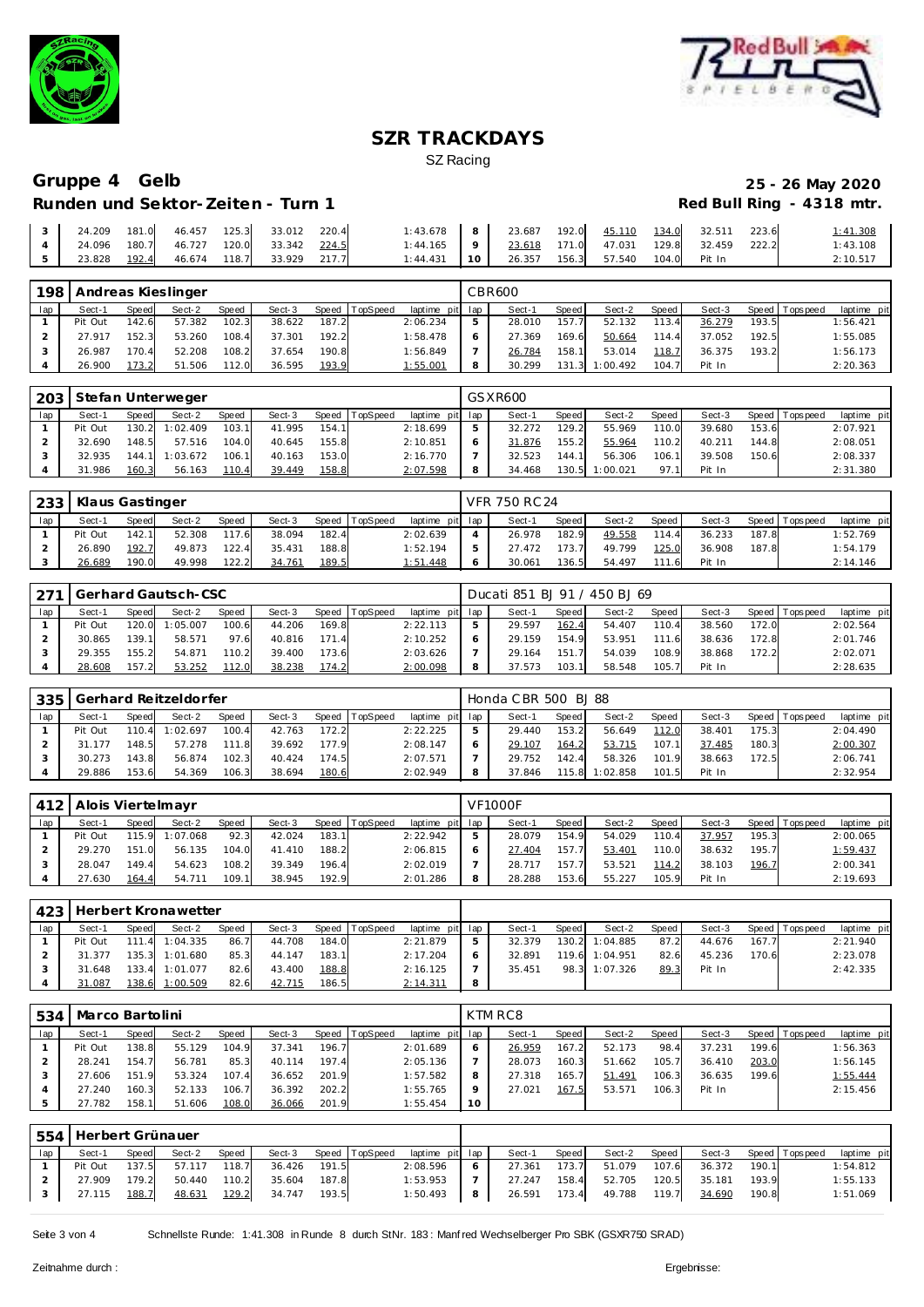# SZR TRACKDAYS

SZ Racing

## Gruppe 4 Gelb

**25 - 26 May 2020**

**Runden und Sektor-Zeiten - Turn 1**

**Red Bull Ring - 4318 mtr.**

| lap | Sect-1 | Speed | Sect-2 | Speed | Sect-3 | Speed | TopSpeed | laptime pit | lap | Sect-1 | Speed | Sect-2 | Speed | Sect-3 | Speed | Topspeed | laptime pit |
|---|---|---|---|---|---|---|---|---|---|---|---|---|---|---|---|---|---|
| 3 | 24.209 | 181.0 | 46.457 | 125.3 | 33.012 | 220.4 | | 1:43.678 | 8 | 23.687 | 192.0 | 45.110 | 134.0 | 32.511 | 223.6 | | 1:41.308 |
| 4 | 24.096 | 180.7 | 46.727 | 120.0 | 33.342 | 224.5 | | 1:44.165 | 9 | 23.618 | 171.0 | 47.031 | 129.8 | 32.459 | 222.2 | | 1:43.108 |
| 5 | 23.828 | 192.4 | 46.674 | 118.7 | 33.929 | 217.7 | | 1:44.431 | 10 | 26.357 | 156.3 | 57.540 | 104.0 | Pit In | | | 2:10.517 |

| 198 | Andreas Kieslinger | | | | | | | | CBR600 | | | | | | | | |
|---|---|---|---|---|---|---|---|---|---|---|---|---|---|---|---|---|---|
| lap | Sect-1 | Speed | Sect-2 | Speed | Sect-3 | Speed | TopSpeed | laptime pit | lap | Sect-1 | Speed | Sect-2 | Speed | Sect-3 | Speed | Topspeed | laptime pit |
| 1 | Pit Out | 142.6 | 57.382 | 102.3 | 38.622 | 187.2 | | 2:06.234 | 5 | 28.010 | 157.7 | 52.132 | 113.4 | 36.279 | 193.5 | | 1:56.421 |
| 2 | 27.917 | 152.3 | 53.260 | 108.4 | 37.301 | 192.2 | | 1:58.478 | 6 | 27.369 | 169.6 | 50.664 | 114.4 | 37.052 | 192.5 | | 1:55.085 |
| 3 | 26.987 | 170.4 | 52.208 | 108.2 | 37.654 | 190.8 | | 1:56.849 | 7 | 26.784 | 158.1 | 53.014 | 118.7 | 36.375 | 193.2 | | 1:56.173 |
| 4 | 26.900 | 173.2 | 51.506 | 112.0 | 36.595 | 193.9 | | 1:55.001 | 8 | 30.299 | 131.3 | 1:00.492 | 104.7 | Pit In | | | 2:20.363 |

| 203 | Stefan Unterweger | | | | | | | | GSXR600 | | | | | | | | |
|---|---|---|---|---|---|---|---|---|---|---|---|---|---|---|---|---|---|
| lap | Sect-1 | Speed | Sect-2 | Speed | Sect-3 | Speed | TopSpeed | laptime pit | lap | Sect-1 | Speed | Sect-2 | Speed | Sect-3 | Speed | Topspeed | laptime pit |
| 1 | Pit Out | 130.2 | 1:02.409 | 103.1 | 41.995 | 154.1 | | 2:18.699 | 5 | 32.272 | 129.2 | 55.969 | 110.0 | 39.680 | 153.6 | | 2:07.921 |
| 2 | 32.690 | 148.5 | 57.516 | 104.0 | 40.645 | 155.8 | | 2:10.851 | 6 | 31.876 | 155.2 | 55.964 | 110.2 | 40.211 | 144.8 | | 2:08.051 |
| 3 | 32.935 | 144.1 | 1:03.672 | 106.1 | 40.163 | 153.0 | | 2:16.770 | 7 | 32.523 | 144.1 | 56.306 | 106.1 | 39.508 | 150.6 | | 2:08.337 |
| 4 | 31.986 | 160.3 | 56.163 | 110.4 | 39.449 | 158.8 | | 2:07.598 | 8 | 34.468 | 130.5 | 1:00.021 | 97.1 | Pit In | | | 2:31.380 |

| 233 | Klaus Gastinger | | | | | | | | VFR 750 RC24 | | | | | | | | |
|---|---|---|---|---|---|---|---|---|---|---|---|---|---|---|---|---|---|
| lap | Sect-1 | Speed | Sect-2 | Speed | Sect-3 | Speed | TopSpeed | laptime pit | lap | Sect-1 | Speed | Sect-2 | Speed | Sect-3 | Speed | Topspeed | laptime pit |
| 1 | Pit Out | 142.1 | 52.308 | 117.6 | 38.094 | 182.4 | | 2:02.639 | 4 | 26.978 | 182.9 | 49.558 | 114.4 | 36.233 | 187.8 | | 1:52.769 |
| 2 | 26.890 | 192.7 | 49.873 | 122.4 | 35.431 | 188.8 | | 1:52.194 | 5 | 27.472 | 173.7 | 49.799 | 125.0 | 36.908 | 187.8 | | 1:54.179 |
| 3 | 26.689 | 190.0 | 49.998 | 122.2 | 34.761 | 189.5 | | 1:51.448 | 6 | 30.061 | 136.5 | 54.497 | 111.6 | Pit In | | | 2:14.146 |

| 271 | Gerhard Gautsch-CSC | | | | | | | | Ducati 851 BJ 91 / 450 BJ 69 | | | | | | | | |
|---|---|---|---|---|---|---|---|---|---|---|---|---|---|---|---|---|---|
| lap | Sect-1 | Speed | Sect-2 | Speed | Sect-3 | Speed | TopSpeed | laptime pit | lap | Sect-1 | Speed | Sect-2 | Speed | Sect-3 | Speed | Topspeed | laptime pit |
| 1 | Pit Out | 120.0 | 1:05.007 | 100.6 | 44.206 | 169.8 | | 2:22.113 | 5 | 29.597 | 162.4 | 54.407 | 110.4 | 38.560 | 172.0 | | 2:02.564 |
| 2 | 30.865 | 139.1 | 58.571 | 97.6 | 40.816 | 171.4 | | 2:10.252 | 6 | 29.159 | 154.9 | 53.951 | 111.6 | 38.636 | 172.8 | | 2:01.746 |
| 3 | 29.355 | 155.2 | 54.871 | 110.2 | 39.400 | 173.6 | | 2:03.626 | 7 | 29.164 | 151.7 | 54.039 | 108.9 | 38.868 | 172.2 | | 2:02.071 |
| 4 | 28.608 | 157.2 | 53.252 | 112.0 | 38.238 | 174.2 | | 2:00.098 | 8 | 37.573 | 103.1 | 58.548 | 105.7 | Pit In | | | 2:28.635 |

| 335 | Gerhard Reitzeldorfer | | | | | | | | Honda CBR 500 BJ 88 | | | | | | | | |
|---|---|---|---|---|---|---|---|---|---|---|---|---|---|---|---|---|---|
| lap | Sect-1 | Speed | Sect-2 | Speed | Sect-3 | Speed | TopSpeed | laptime pit | lap | Sect-1 | Speed | Sect-2 | Speed | Sect-3 | Speed | Topspeed | laptime pit |
| 1 | Pit Out | 110.4 | 1:02.697 | 100.4 | 42.763 | 172.2 | | 2:22.225 | 5 | 29.440 | 153.2 | 56.649 | 112.0 | 38.401 | 175.3 | | 2:04.490 |
| 2 | 31.177 | 148.5 | 57.278 | 111.8 | 39.692 | 177.9 | | 2:08.147 | 6 | 29.107 | 164.2 | 53.715 | 107.1 | 37.485 | 180.3 | | 2:00.307 |
| 3 | 30.273 | 143.8 | 56.874 | 102.3 | 40.424 | 174.5 | | 2:07.571 | 7 | 29.752 | 142.4 | 58.326 | 101.9 | 38.663 | 172.5 | | 2:06.741 |
| 4 | 29.886 | 153.6 | 54.369 | 106.3 | 38.694 | 180.6 | | 2:02.949 | 8 | 37.846 | 115.8 | 1:02.858 | 101.5 | Pit In | | | 2:32.954 |

| 412 | Alois Viertelmayr | | | | | | | | VF1000F | | | | | | | | |
|---|---|---|---|---|---|---|---|---|---|---|---|---|---|---|---|---|---|
| lap | Sect-1 | Speed | Sect-2 | Speed | Sect-3 | Speed | TopSpeed | laptime pit | lap | Sect-1 | Speed | Sect-2 | Speed | Sect-3 | Speed | Topspeed | laptime pit |
| 1 | Pit Out | 115.9 | 1:07.068 | 92.3 | 42.024 | 183.1 | | 2:22.942 | 5 | 28.079 | 154.9 | 54.029 | 110.4 | 37.957 | 195.3 | | 2:00.065 |
| 2 | 29.270 | 151.0 | 56.135 | 104.0 | 41.410 | 188.2 | | 2:06.815 | 6 | 27.404 | 157.7 | 53.401 | 110.0 | 38.632 | 195.7 | | 1:59.437 |
| 3 | 28.047 | 149.4 | 54.623 | 108.2 | 39.349 | 196.4 | | 2:02.019 | 7 | 28.717 | 157.7 | 53.521 | 114.2 | 38.103 | 196.7 | | 2:00.341 |
| 4 | 27.630 | 164.4 | 54.711 | 109.1 | 38.945 | 192.9 | | 2:01.286 | 8 | 28.288 | 153.6 | 55.227 | 105.9 | Pit In | | | 2:19.693 |

| 423 | Herbert Kronawetter | | | | | | | | | | | | | | | | |
|---|---|---|---|---|---|---|---|---|---|---|---|---|---|---|---|---|---|
| lap | Sect-1 | Speed | Sect-2 | Speed | Sect-3 | Speed | TopSpeed | laptime pit | lap | Sect-1 | Speed | Sect-2 | Speed | Sect-3 | Speed | Topspeed | laptime pit |
| 1 | Pit Out | 111.4 | 1:04.335 | 86.7 | 44.708 | 184.0 | | 2:21.879 | 5 | 32.379 | 130.2 | 1:04.885 | 87.2 | 44.676 | 167.7 | | 2:21.940 |
| 2 | 31.377 | 135.3 | 1:01.680 | 85.3 | 44.147 | 183.1 | | 2:17.204 | 6 | 32.891 | 119.6 | 1:04.951 | 82.6 | 45.236 | 170.6 | | 2:23.078 |
| 3 | 31.648 | 133.4 | 1:01.077 | 82.6 | 43.400 | 188.8 | | 2:16.125 | 7 | 35.451 | 98.3 | 1:07.326 | 89.3 | Pit In | | | 2:42.335 |
| 4 | 31.087 | 138.6 | 1:00.509 | 82.6 | 42.715 | 186.5 | | 2:14.311 | 8 | | | | | | | | |

| 534 | Marco Bartolini | | | | | | | | KTM RC8 | | | | | | | | |
|---|---|---|---|---|---|---|---|---|---|---|---|---|---|---|---|---|---|
| lap | Sect-1 | Speed | Sect-2 | Speed | Sect-3 | Speed | TopSpeed | laptime pit | lap | Sect-1 | Speed | Sect-2 | Speed | Sect-3 | Speed | Topspeed | laptime pit |
| 1 | Pit Out | 138.8 | 55.129 | 104.9 | 37.341 | 196.7 | | 2:01.689 | 6 | 26.959 | 167.2 | 52.173 | 98.4 | 37.231 | 199.6 | | 1:56.363 |
| 2 | 28.241 | 154.7 | 56.781 | 85.3 | 40.114 | 197.4 | | 2:05.136 | 7 | 28.073 | 160.3 | 51.662 | 105.7 | 36.410 | 203.0 | | 1:56.145 |
| 3 | 27.606 | 151.9 | 53.324 | 107.4 | 36.652 | 201.9 | | 1:57.582 | 8 | 27.318 | 165.7 | 51.491 | 106.3 | 36.635 | 199.6 | | 1:55.444 |
| 4 | 27.240 | 160.3 | 52.133 | 106.7 | 36.392 | 202.2 | | 1:55.765 | 9 | 27.021 | 167.5 | 53.571 | 106.3 | Pit In | | | 2:15.456 |
| 5 | 27.782 | 158.1 | 51.606 | 108.0 | 36.066 | 201.9 | | 1:55.454 | 10 | | | | | | | | |

| 554 | Herbert Grünauer | | | | | | | | | | | | | | | | |
|---|---|---|---|---|---|---|---|---|---|---|---|---|---|---|---|---|---|
| lap | Sect-1 | Speed | Sect-2 | Speed | Sect-3 | Speed | TopSpeed | laptime pit | lap | Sect-1 | Speed | Sect-2 | Speed | Sect-3 | Speed | Topspeed | laptime pit |
| 1 | Pit Out | 137.5 | 57.117 | 118.7 | 36.426 | 191.5 | | 2:08.596 | 6 | 27.361 | 173.7 | 51.079 | 107.6 | 36.372 | 190.1 | | 1:54.812 |
| 2 | 27.909 | 179.2 | 50.440 | 110.2 | 35.604 | 187.8 | | 1:53.953 | 7 | 27.247 | 158.4 | 52.705 | 120.5 | 35.181 | 193.9 | | 1:55.133 |
| 3 | 27.115 | 188.7 | 48.631 | 129.2 | 34.747 | 193.5 | | 1:50.493 | 8 | 26.591 | 173.4 | 49.788 | 119.7 | 34.690 | 190.8 | | 1:51.069 |

Schnellste Runde: 1:41.308 in Runde 8 durch StNr. 183 : Manfred Wechselberger Pro SBK (GSXR750 SRAD)

Zeitnahme durch :

Ergebnisse: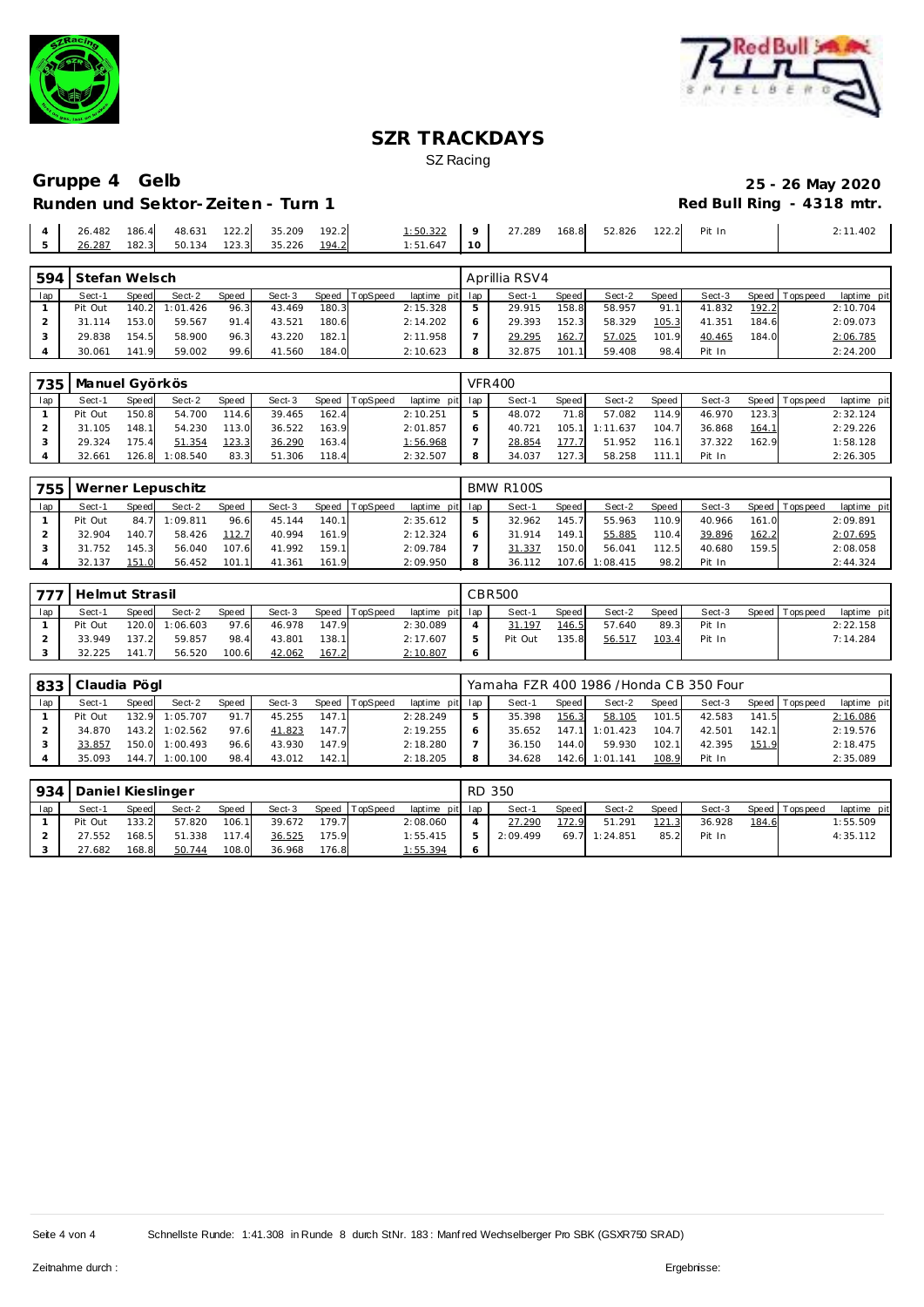# SZR TRACKDAYS

SZ Racing

## Gruppe 4 Gelb

**25 - 26 May 2020**

**Runden und Sektor-Zeiten - Turn 1**

**Red Bull Ring - 4318 mtr.**

| lap | Sect-1 | Speed | Sect-2 | Speed | Sect-3 | Speed | TopSpeed | laptime pit | lap | Sect-1 | Speed | Sect-2 | Speed | Sect-3 | Speed | Topspeed | laptime pit |
|---|---|---|---|---|---|---|---|---|---|---|---|---|---|---|---|---|---|
| 4 | 26.482 | 186.4 | 48.631 | 122.2 | 35.209 | 192.2 | | 1:50.322 | 9 | 27.289 | 168.8 | 52.826 | 122.2 | Pit In | | | 2:11.402 |
| 5 | 26.287 | 182.3 | 50.134 | 123.3 | 35.226 | 194.2 | | 1:51.647 | 10 | | | | | | | | |

**594 Stefan Welsch** — Aprillia RSV4

| lap | Sect-1 | Speed | Sect-2 | Speed | Sect-3 | Speed | TopSpeed | laptime pit | lap | Sect-1 | Speed | Sect-2 | Speed | Sect-3 | Speed | Topspeed | laptime pit |
|---|---|---|---|---|---|---|---|---|---|---|---|---|---|---|---|---|---|
| 1 | Pit Out | 140.2 | 1:01.426 | 96.3 | 43.469 | 180.3 | | 2:15.328 | 5 | 29.915 | 158.8 | 58.957 | 91.1 | 41.832 | 192.2 | | 2:10.704 |
| 2 | 31.114 | 153.0 | 59.567 | 91.4 | 43.521 | 180.6 | | 2:14.202 | 6 | 29.393 | 152.3 | 58.329 | 105.3 | 41.351 | 184.6 | | 2:09.073 |
| 3 | 29.838 | 154.5 | 58.900 | 96.3 | 43.220 | 182.1 | | 2:11.958 | 7 | 29.295 | 162.7 | 57.025 | 101.9 | 40.465 | 184.0 | | 2:06.785 |
| 4 | 30.061 | 141.9 | 59.002 | 99.6 | 41.560 | 184.0 | | 2:10.623 | 8 | 32.875 | 101.1 | 59.408 | 98.4 | Pit In | | | 2:24.200 |

**735 Manuel Györkös** — VFR400

| lap | Sect-1 | Speed | Sect-2 | Speed | Sect-3 | Speed | TopSpeed | laptime pit | lap | Sect-1 | Speed | Sect-2 | Speed | Sect-3 | Speed | Topspeed | laptime pit |
|---|---|---|---|---|---|---|---|---|---|---|---|---|---|---|---|---|---|
| 1 | Pit Out | 150.8 | 54.700 | 114.6 | 39.465 | 162.4 | | 2:10.251 | 5 | 48.072 | 71.8 | 57.082 | 114.9 | 46.970 | 123.3 | | 2:32.124 |
| 2 | 31.105 | 148.1 | 54.230 | 113.0 | 36.522 | 163.9 | | 2:01.857 | 6 | 40.721 | 105.1 | 1:11.637 | 104.7 | 36.868 | 164.1 | | 2:29.226 |
| 3 | 29.324 | 175.4 | 51.354 | 123.3 | 36.290 | 163.4 | | 1:56.968 | 7 | 28.854 | 177.7 | 51.952 | 116.1 | 37.322 | 162.9 | | 1:58.128 |
| 4 | 32.661 | 126.8 | 1:08.540 | 83.3 | 51.306 | 118.4 | | 2:32.507 | 8 | 34.037 | 127.3 | 58.258 | 111.1 | Pit In | | | 2:26.305 |

**755 Werner Lepuschitz** — BMW R100S

| lap | Sect-1 | Speed | Sect-2 | Speed | Sect-3 | Speed | TopSpeed | laptime pit | lap | Sect-1 | Speed | Sect-2 | Speed | Sect-3 | Speed | Topspeed | laptime pit |
|---|---|---|---|---|---|---|---|---|---|---|---|---|---|---|---|---|---|
| 1 | Pit Out | 84.7 | 1:09.811 | 96.6 | 45.144 | 140.1 | | 2:35.612 | 5 | 32.962 | 145.7 | 55.963 | 110.9 | 40.966 | 161.0 | | 2:09.891 |
| 2 | 32.904 | 140.7 | 58.426 | 112.7 | 40.994 | 161.9 | | 2:12.324 | 6 | 31.914 | 149.1 | 55.885 | 110.4 | 39.896 | 162.2 | | 2:07.695 |
| 3 | 31.752 | 145.3 | 56.040 | 107.6 | 41.992 | 159.1 | | 2:09.784 | 7 | 31.337 | 150.0 | 56.041 | 112.5 | 40.680 | 159.5 | | 2:08.058 |
| 4 | 32.137 | 151.0 | 56.452 | 101.1 | 41.361 | 161.9 | | 2:09.950 | 8 | 36.112 | 107.6 | 1:08.415 | 98.2 | Pit In | | | 2:44.324 |

**777 Helmut Strasil** — CBR500

| lap | Sect-1 | Speed | Sect-2 | Speed | Sect-3 | Speed | TopSpeed | laptime pit | lap | Sect-1 | Speed | Sect-2 | Speed | Sect-3 | Speed | Topspeed | laptime pit |
|---|---|---|---|---|---|---|---|---|---|---|---|---|---|---|---|---|---|
| 1 | Pit Out | 120.0 | 1:06.603 | 97.6 | 46.978 | 147.9 | | 2:30.089 | 4 | 31.197 | 146.5 | 57.640 | 89.3 | Pit In | | | 2:22.158 |
| 2 | 33.949 | 137.2 | 59.857 | 98.4 | 43.801 | 138.1 | | 2:17.607 | 5 | Pit Out | 135.8 | 56.517 | 103.4 | Pit In | | | 7:14.284 |
| 3 | 32.225 | 141.7 | 56.520 | 100.6 | 42.062 | 167.2 | | 2:10.807 | 6 | | | | | | | | |

**833 Claudia Pögl** — Yamaha FZR 400 1986 /Honda CB 350 Four

| lap | Sect-1 | Speed | Sect-2 | Speed | Sect-3 | Speed | TopSpeed | laptime pit | lap | Sect-1 | Speed | Sect-2 | Speed | Sect-3 | Speed | Topspeed | laptime pit |
|---|---|---|---|---|---|---|---|---|---|---|---|---|---|---|---|---|---|
| 1 | Pit Out | 132.9 | 1:05.707 | 91.7 | 45.255 | 147.1 | | 2:28.249 | 5 | 35.398 | 156.3 | 58.105 | 101.5 | 42.583 | 141.5 | | 2:16.086 |
| 2 | 34.870 | 143.2 | 1:02.562 | 97.6 | 41.823 | 147.7 | | 2:19.255 | 6 | 35.652 | 147.1 | 1:01.423 | 104.7 | 42.501 | 142.1 | | 2:19.576 |
| 3 | 33.857 | 150.0 | 1:00.493 | 96.6 | 43.930 | 147.9 | | 2:18.280 | 7 | 36.150 | 144.0 | 59.930 | 102.1 | 42.395 | 151.9 | | 2:18.475 |
| 4 | 35.093 | 144.7 | 1:00.100 | 98.4 | 43.012 | 142.1 | | 2:18.205 | 8 | 34.628 | 142.6 | 1:01.141 | 108.9 | Pit In | | | 2:35.089 |

**934 Daniel Kieslinger** — RD 350

| lap | Sect-1 | Speed | Sect-2 | Speed | Sect-3 | Speed | TopSpeed | laptime pit | lap | Sect-1 | Speed | Sect-2 | Speed | Sect-3 | Speed | Topspeed | laptime pit |
|---|---|---|---|---|---|---|---|---|---|---|---|---|---|---|---|---|---|
| 1 | Pit Out | 133.2 | 57.820 | 106.1 | 39.672 | 179.7 | | 2:08.060 | 4 | 27.290 | 172.9 | 51.291 | 121.3 | 36.928 | 184.6 | | 1:55.509 |
| 2 | 27.552 | 168.5 | 51.338 | 117.4 | 36.525 | 175.9 | | 1:55.415 | 5 | 2:09.499 | 69.7 | 1:24.851 | 85.2 | Pit In | | | 4:35.112 |
| 3 | 27.682 | 168.8 | 50.744 | 108.0 | 36.968 | 176.8 | | 1:55.394 | 6 | | | | | | | | |

Schnellste Runde: 1:41.308 in Runde 8 durch StNr. 183 : Manfred Wechselberger Pro SBK (GSXR750 SRAD)

Zeitnahme durch :

Ergebnisse: